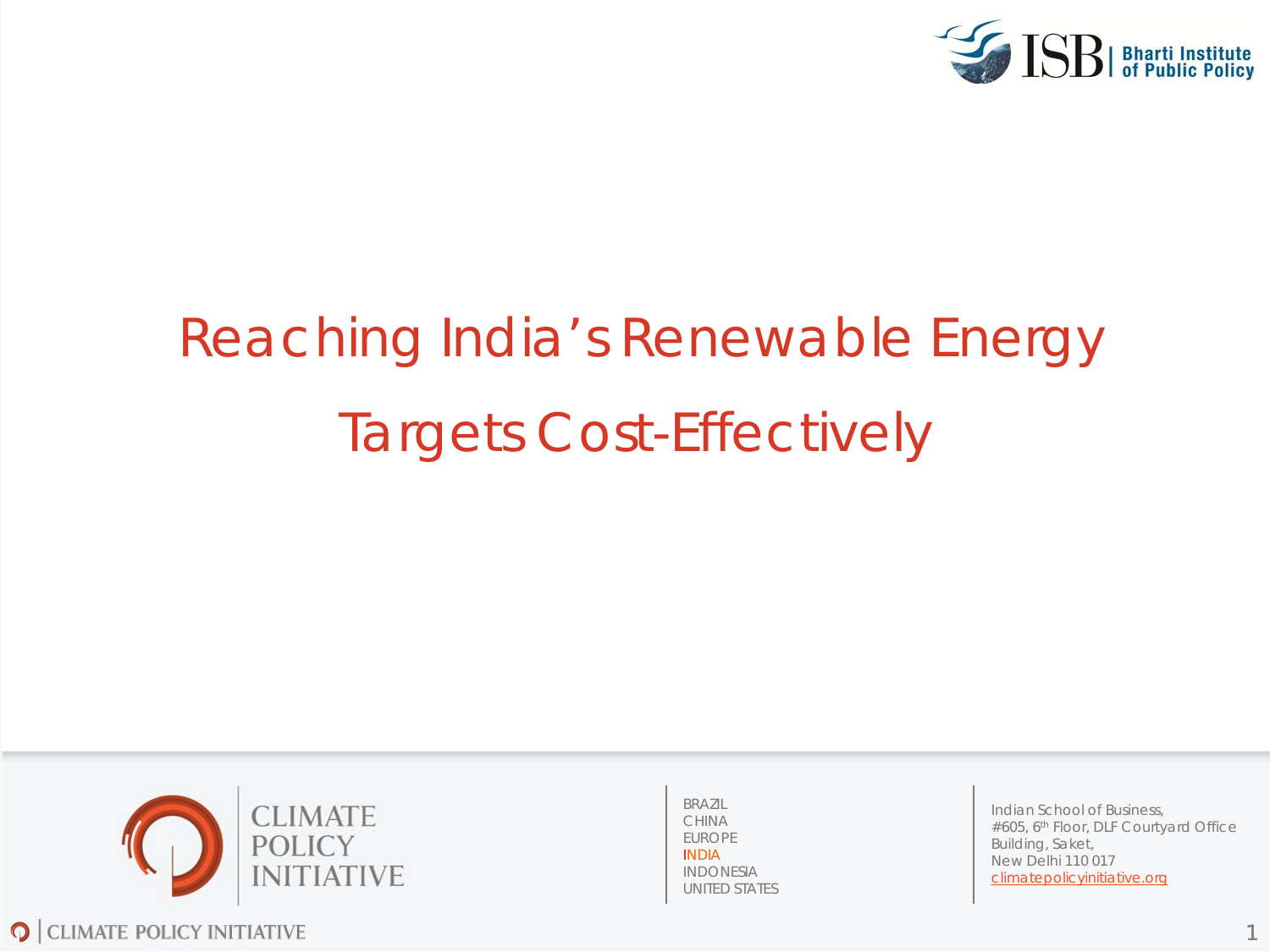# Reaching India's Renewable Energy Targets Cost-Effectively

CLIMATE POLICY INITIATIVE

BRAZIL
CHINA
EUROPE
INDIA
INDONESIA
UNITED STATES

Indian School of Business,
#605, 6th Floor, DLF Courtyard Office Building, Saket,
New Delhi 110 017
climatepolicyinitiative.org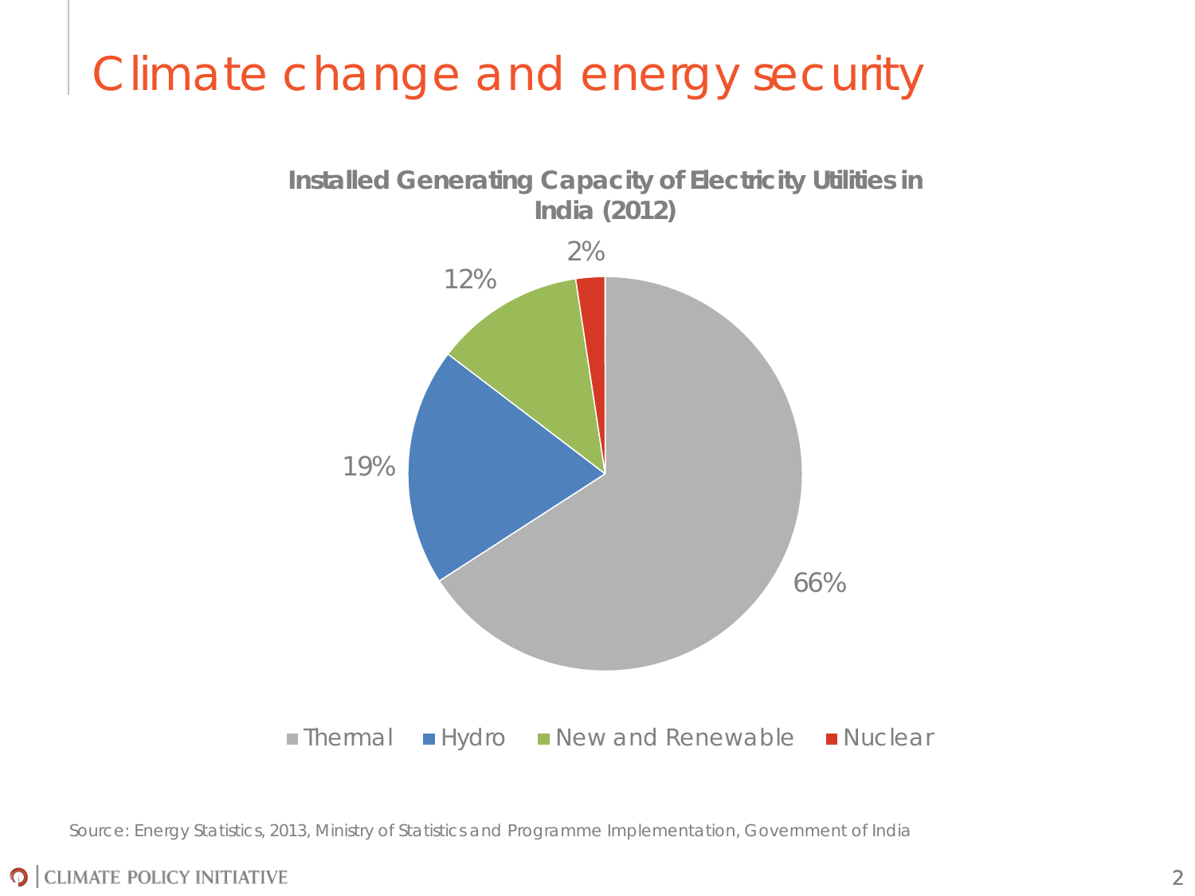# Climate change and energy security

**Installed Generating Capacity of Electricity Utilities in India (2012)**

| Source | Share |
|---|---|
| Thermal | 66% |
| Hydro | 19% |
| New and Renewable | 12% |
| Nuclear | 2% |

Source: Energy Statistics, 2013, Ministry of Statistics and Programme Implementation, Government of India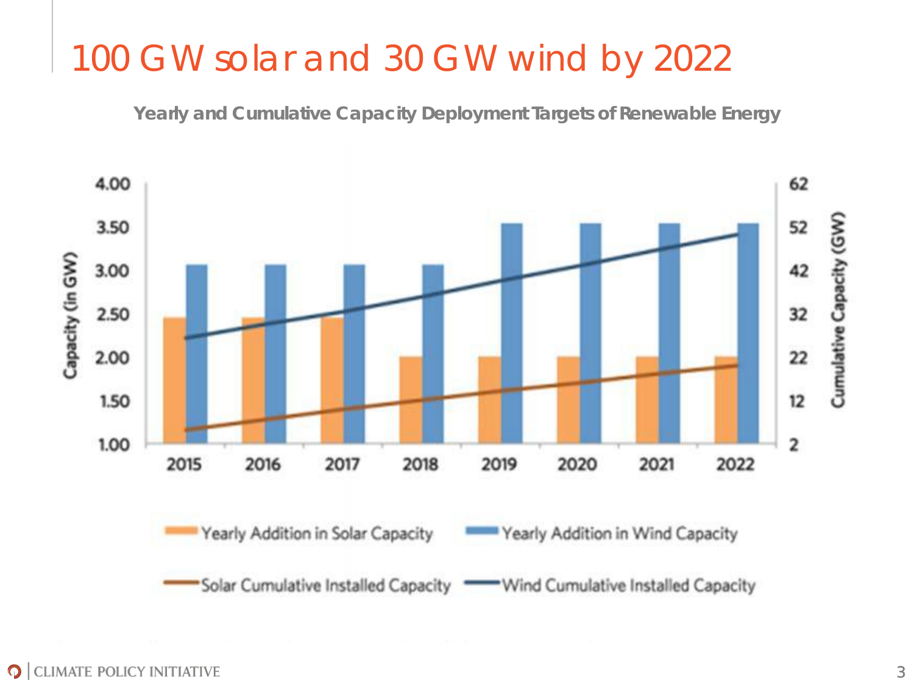# 100 GW solar and 30 GW wind by 2022

**Yearly and Cumulative Capacity Deployment Targets of Renewable Energy**

| Year | Yearly Addition in Solar Capacity (GW) | Yearly Addition in Wind Capacity (GW) |
|---|---|---|
| 2015 | 2.50 | 3.10 |
| 2016 | 2.50 | 3.10 |
| 2017 | 2.50 | 3.10 |
| 2018 | 2.05 | 3.10 |
| 2019 | 2.05 | 3.60 |
| 2020 | 2.05 | 3.60 |
| 2021 | 2.05 | 3.60 |
| 2022 | 2.05 | 3.60 |

Capacity (in GW): 1.00 – 4.00; Cumulative Capacity (GW): 2 – 62

Yearly Addition in Solar Capacity · Yearly Addition in Wind Capacity · Solar Cumulative Installed Capacity · Wind Cumulative Installed Capacity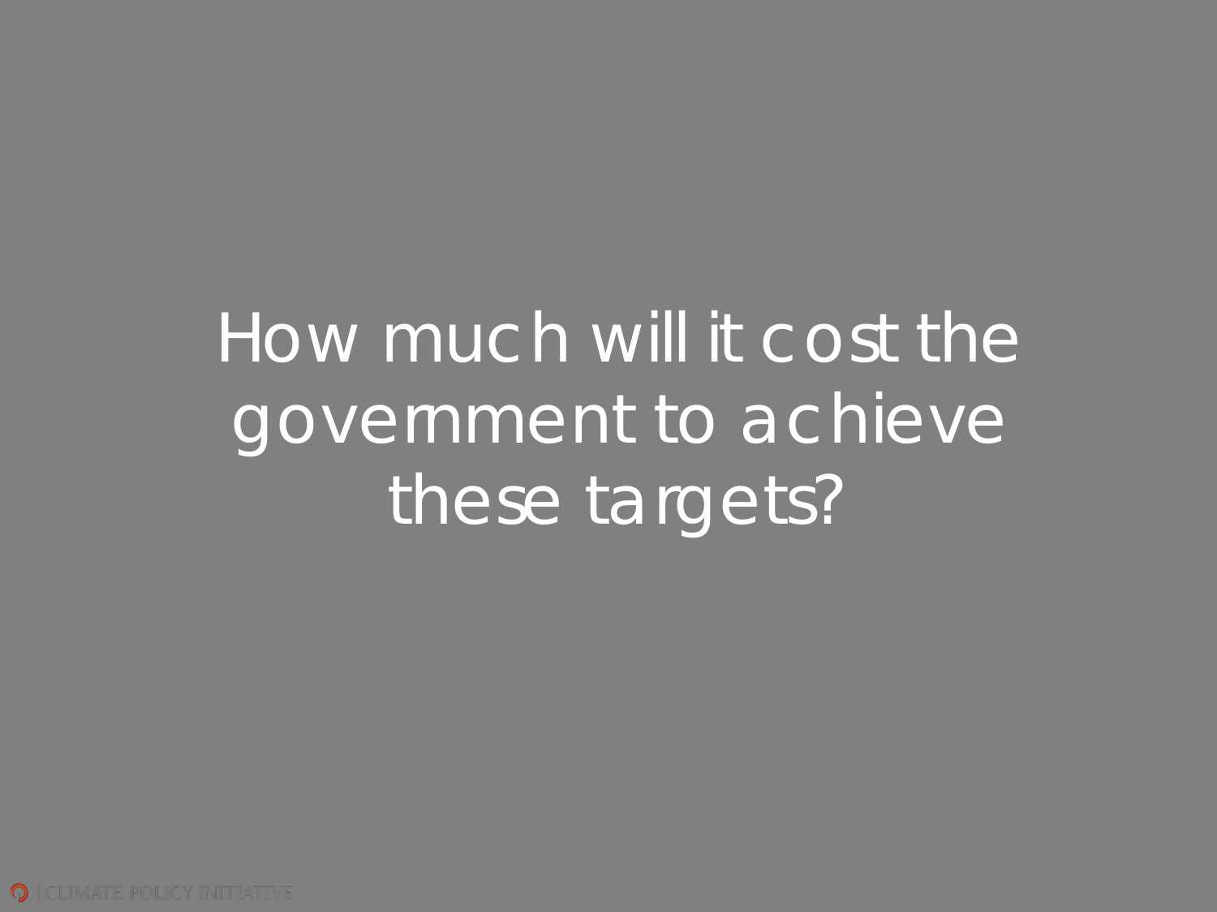# How much will it cost the government to achieve these targets?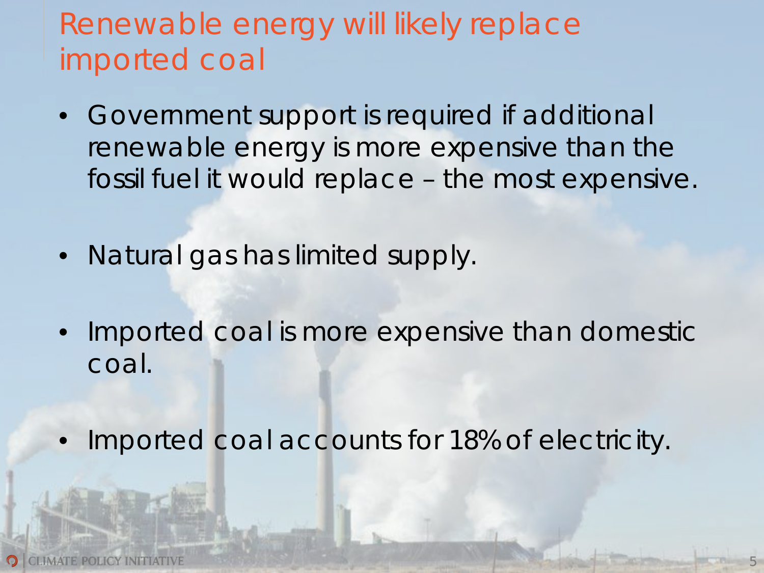# Renewable energy will likely replace imported coal

- Government support is required if additional renewable energy is more expensive than the fossil fuel it would replace – the most expensive.
- Natural gas has limited supply.
- Imported coal is more expensive than domestic coal.
- Imported coal accounts for 18% of electricity.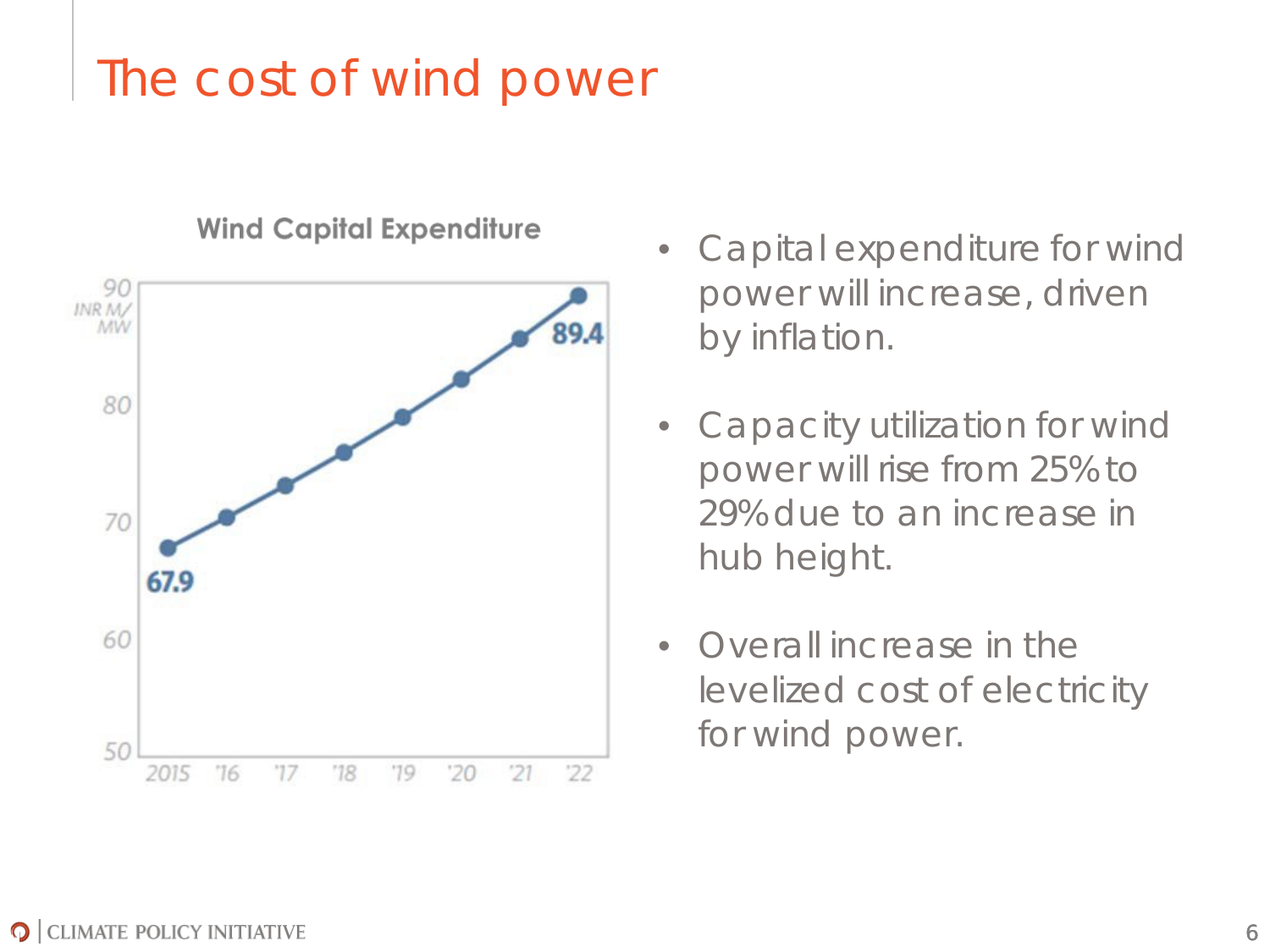# The cost of wind power

**Wind Capital Expenditure**

- Capital expenditure for wind power will increase, driven by inflation.
- Capacity utilization for wind power will rise from 25% to 29% due to an increase in hub height.
- Overall increase in the levelized cost of electricity for wind power.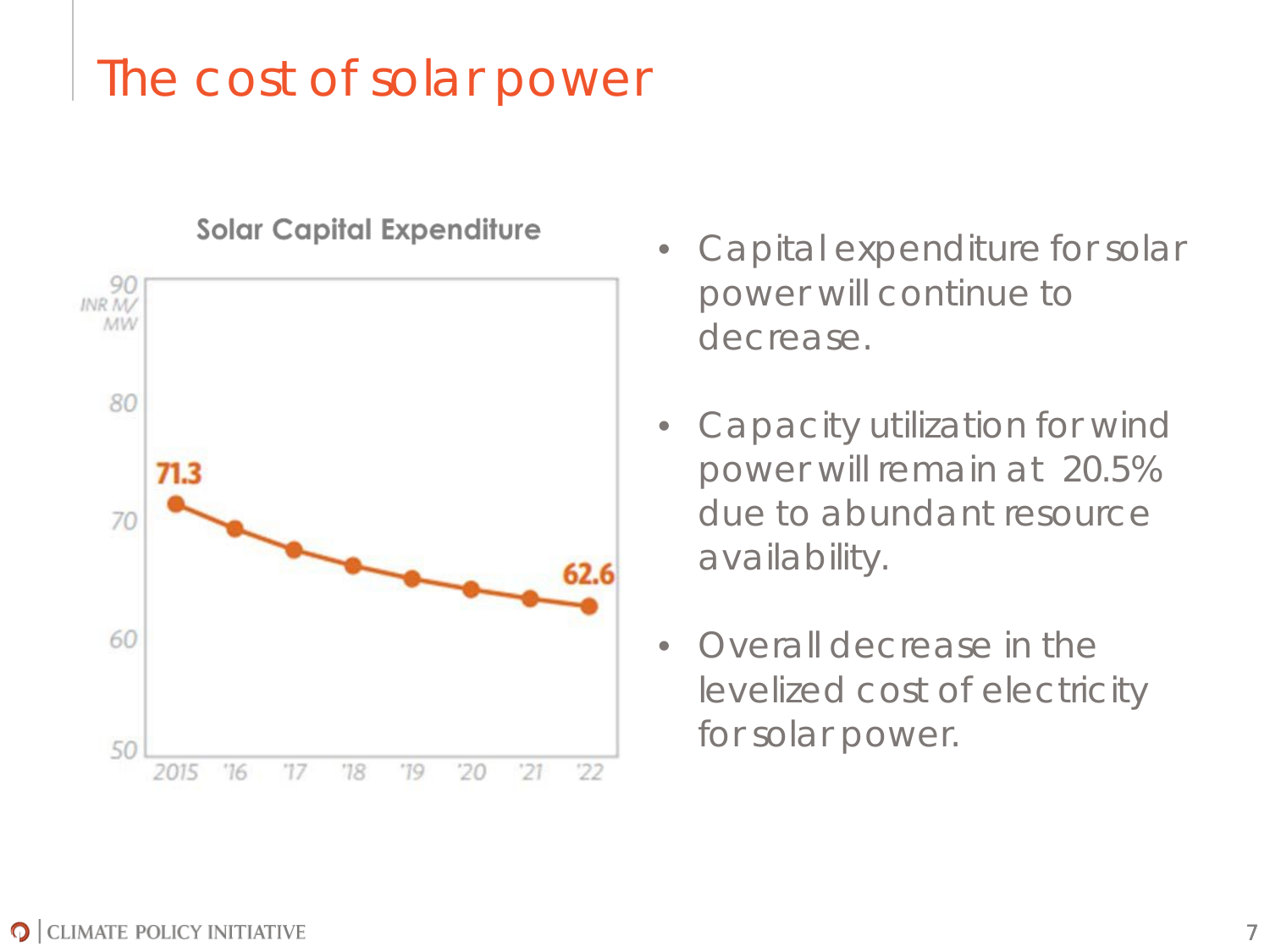# The cost of solar power

**Solar Capital Expenditure**

90 INR M/MW

80

71.3

70

62.6

60

50

2015 '16 '17 '18 '19 '20 '21 '22

- Capital expenditure for solar power will continue to decrease.
- Capacity utilization for wind power will remain at 20.5% due to abundant resource availability.
- Overall decrease in the levelized cost of electricity for solar power.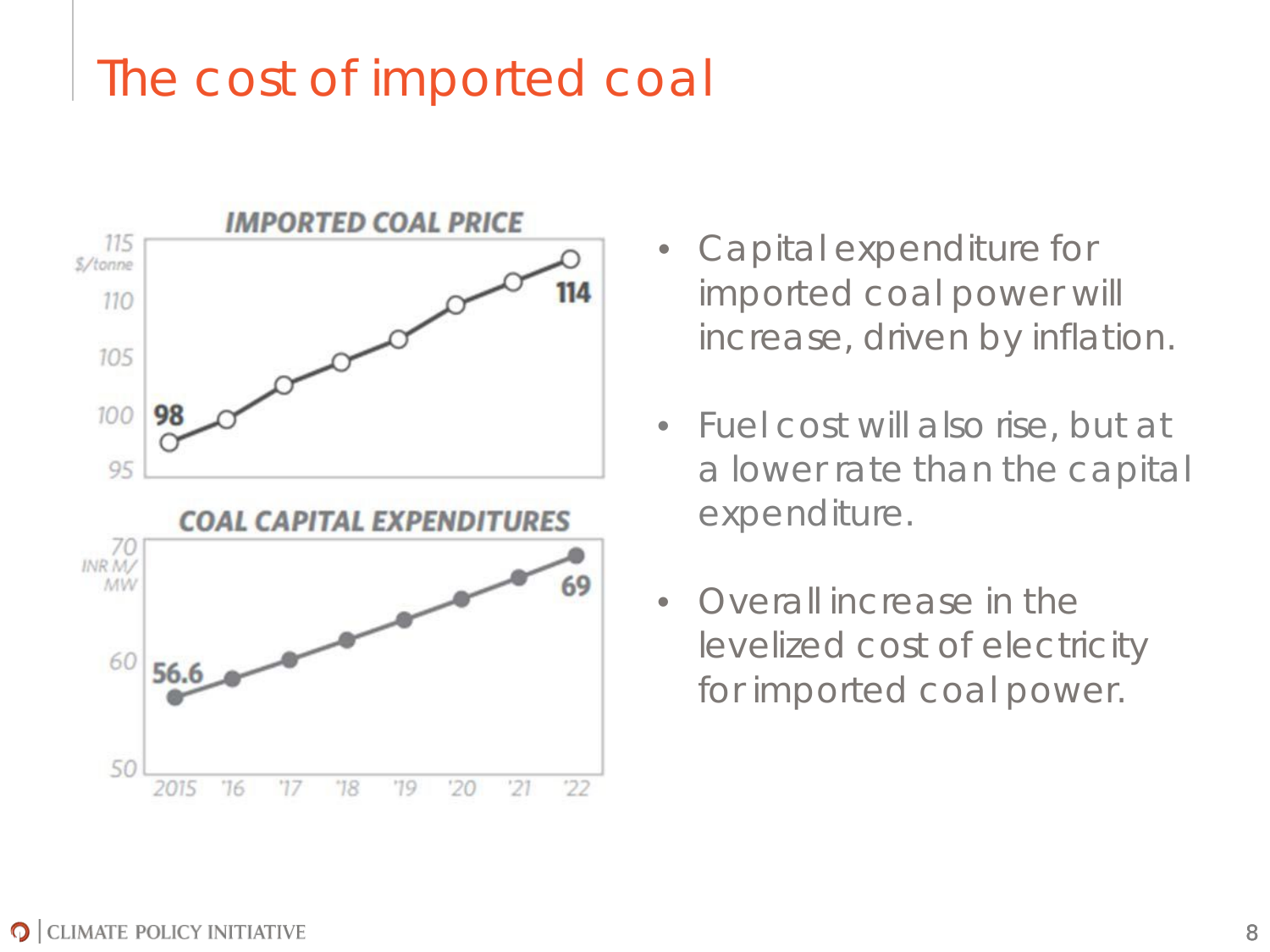# The cost of imported coal

**IMPORTED COAL PRICE**

115 $/tonne, 110, 105, 100, 95

98 — 114

**COAL CAPITAL EXPENDITURES**

70 INR M/MW, 60, 50

56.6 — 69

2015 '16 '17 '18 '19 '20 '21 '22

- Capital expenditure for imported coal power will increase, driven by inflation.
- Fuel cost will also rise, but at a lower rate than the capital expenditure.
- Overall increase in the levelized cost of electricity for imported coal power.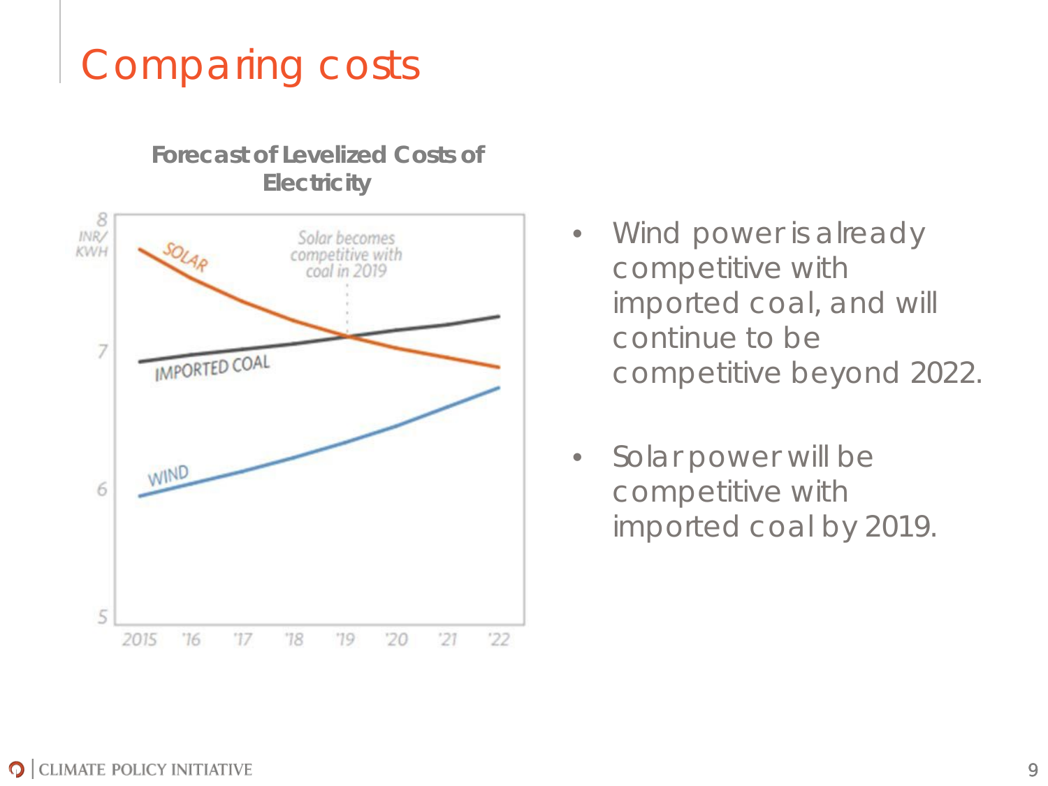# Comparing costs

**Forecast of Levelized Costs of Electricity**

- Wind power is already competitive with imported coal, and will continue to be competitive beyond 2022.

- Solar power will be competitive with imported coal by 2019.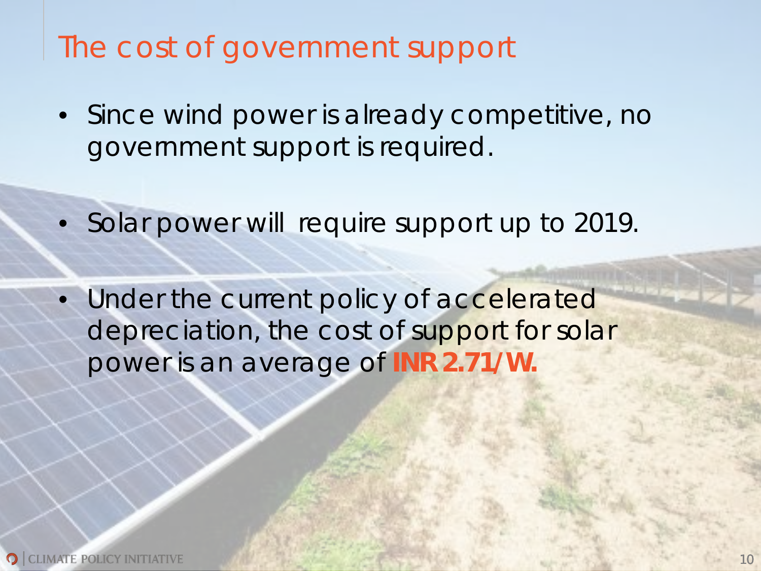# The cost of government support

- Since wind power is already competitive, no government support is required.
- Solar power will require support up to 2019.
- Under the current policy of accelerated depreciation, the cost of support for solar power is an average of **INR 2.71/W.**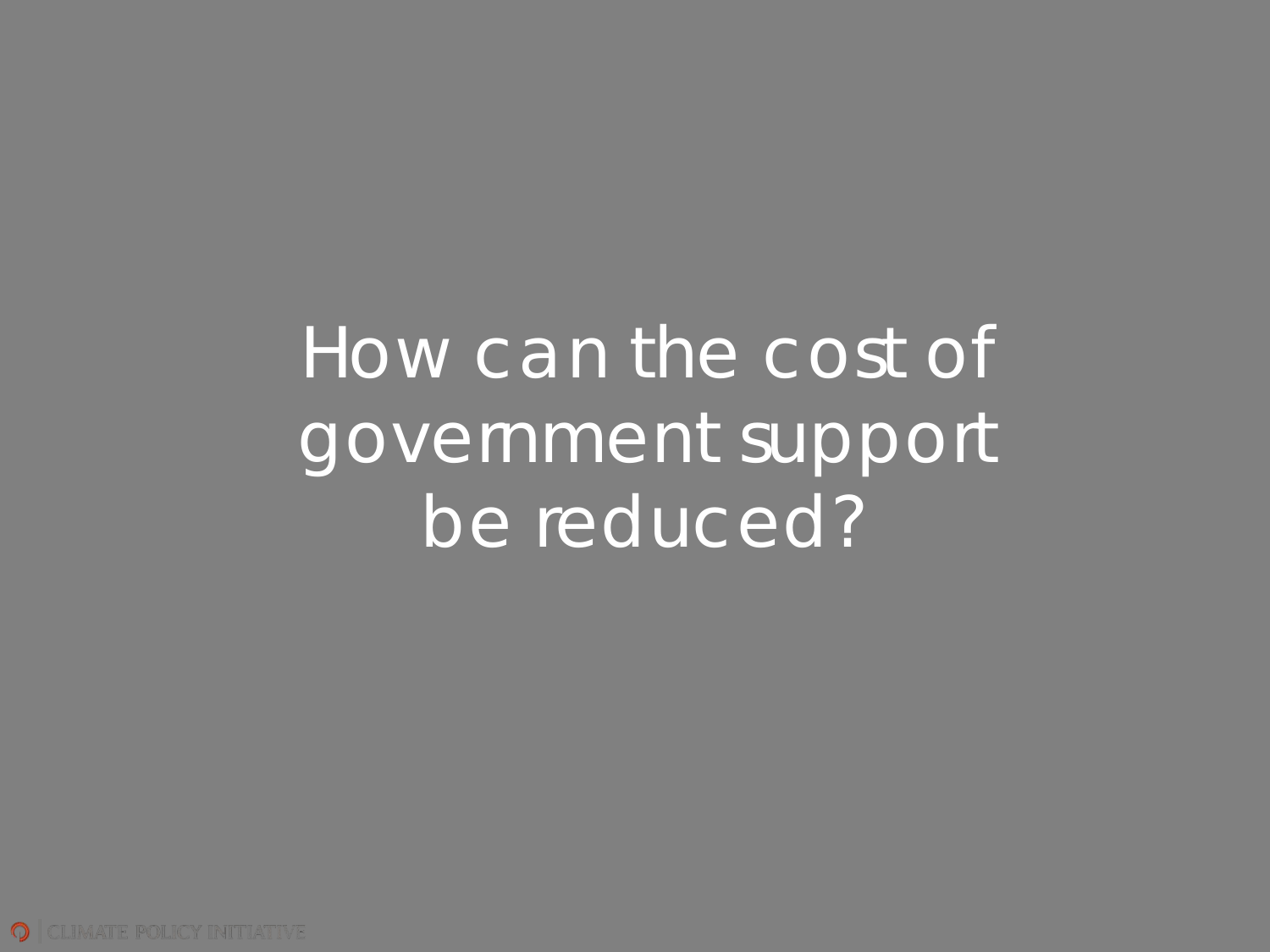# How can the cost of government support be reduced?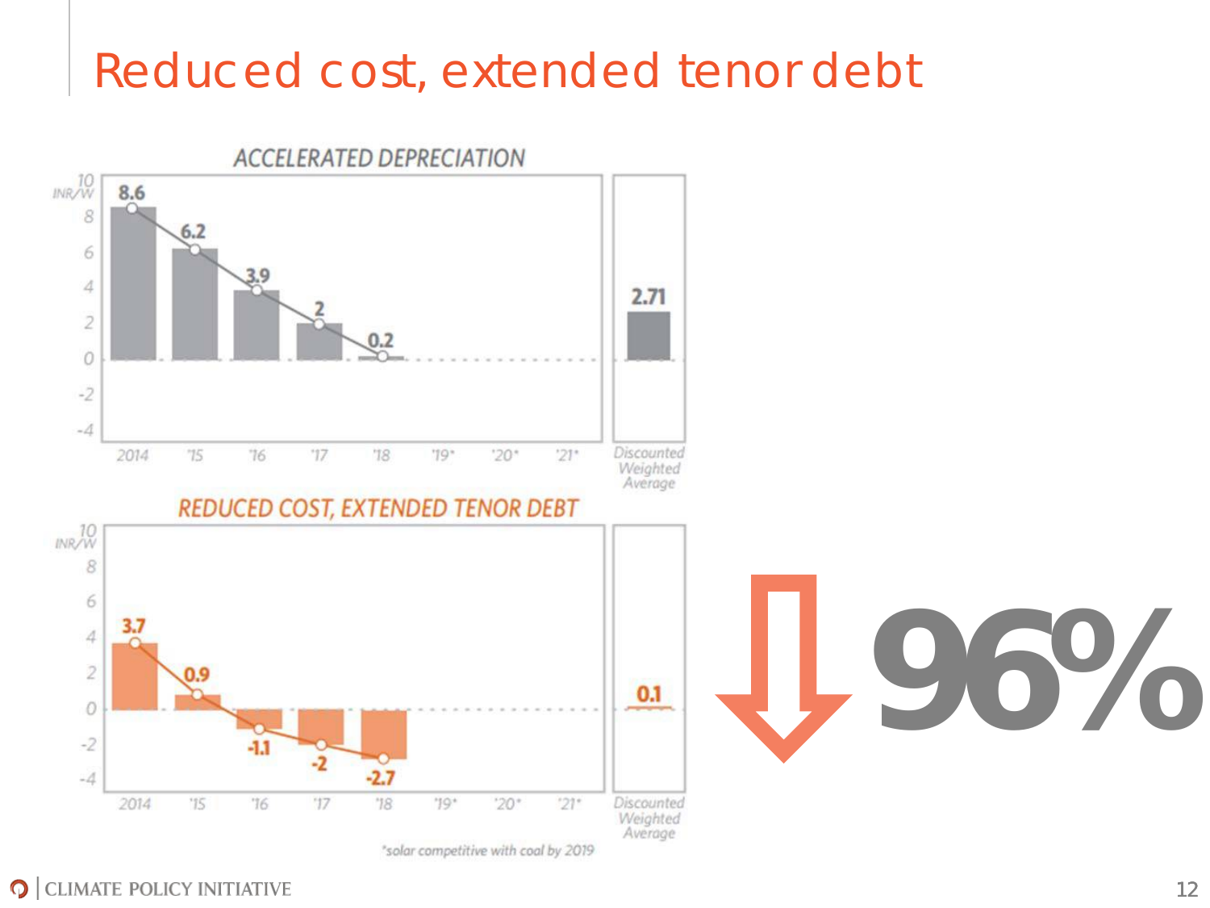# Reduced cost, extended tenor debt

## ACCELERATED DEPRECIATION

INR/W

| Year | 2014 | '15 | '16 | '17 | '18 | '19* | '20* | '21* | Discounted Weighted Average |
|---|---|---|---|---|---|---|---|---|---|
| Value | 8.6 | 6.2 | 3.9 | 2 | 0.2 | | | | 2.71 |

## REDUCED COST, EXTENDED TENOR DEBT

INR/W

| Year | 2014 | '15 | '16 | '17 | '18 | '19* | '20* | '21* | Discounted Weighted Average |
|---|---|---|---|---|---|---|---|---|---|
| Value | 3.7 | 0.9 | -1.1 | -2 | -2.7 | | | | 0.1 |

*solar competitive with coal by 2019

**↓ 96%**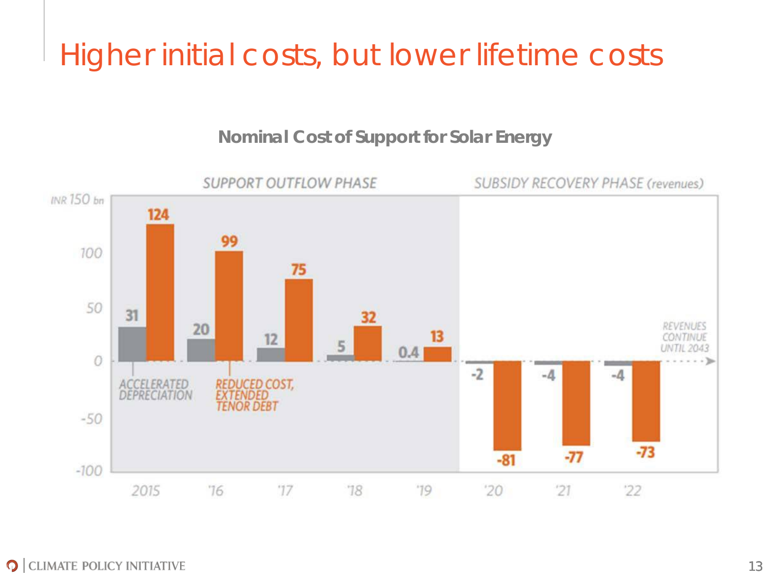# Higher initial costs, but lower lifetime costs

**Nominal Cost of Support for Solar Energy**

| | SUPPORT OUTFLOW PHASE | | | | | SUBSIDY RECOVERY PHASE (revenues) | | |
|---|---|---|---|---|---|---|---|---|
| INR bn | 2015 | '16 | '17 | '18 | '19 | '20 | '21 | '22 |
| ACCELERATED DEPRECIATION | 31 | 20 | 12 | 5 | 0.4 | -2 | -4 | -4 |
| REDUCED COST, EXTENDED TENOR DEBT | 124 | 99 | 75 | 32 | 13 | -81 | -77 | -73 |

REVENUES CONTINUE UNTIL 2043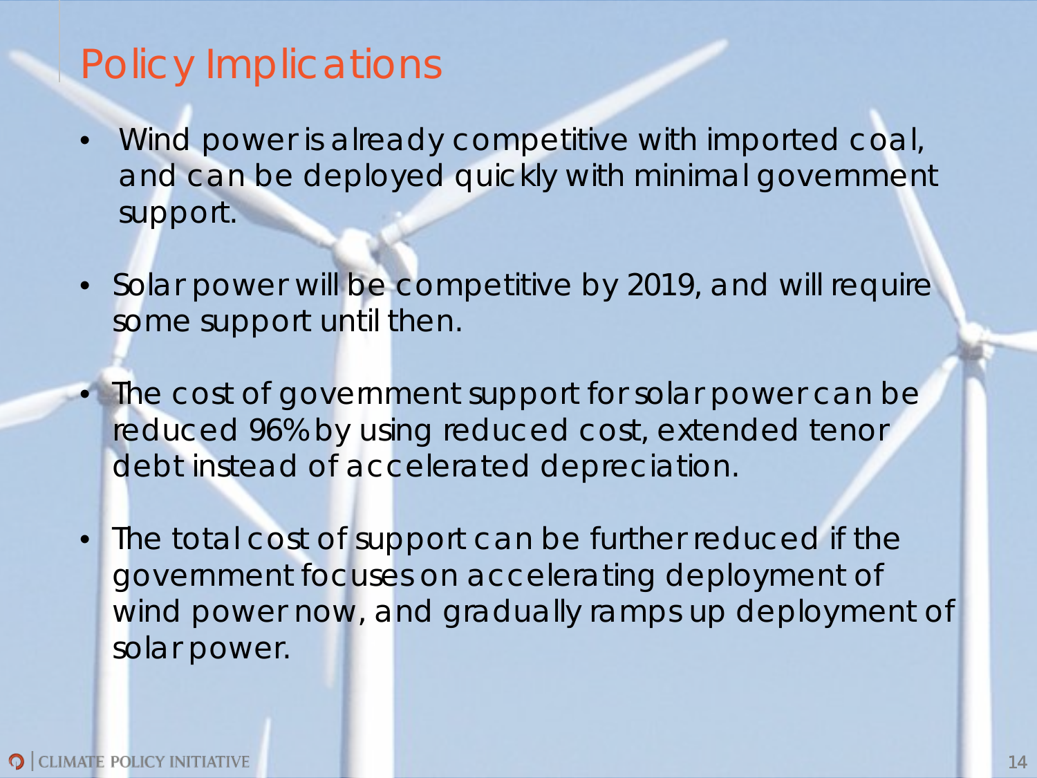# Policy Implications

- Wind power is already competitive with imported coal, and can be deployed quickly with minimal government support.
- Solar power will be competitive by 2019, and will require some support until then.
- The cost of government support for solar power can be reduced 96% by using reduced cost, extended tenor debt instead of accelerated depreciation.
- The total cost of support can be further reduced if the government focuses on accelerating deployment of wind power now, and gradually ramps up deployment of solar power.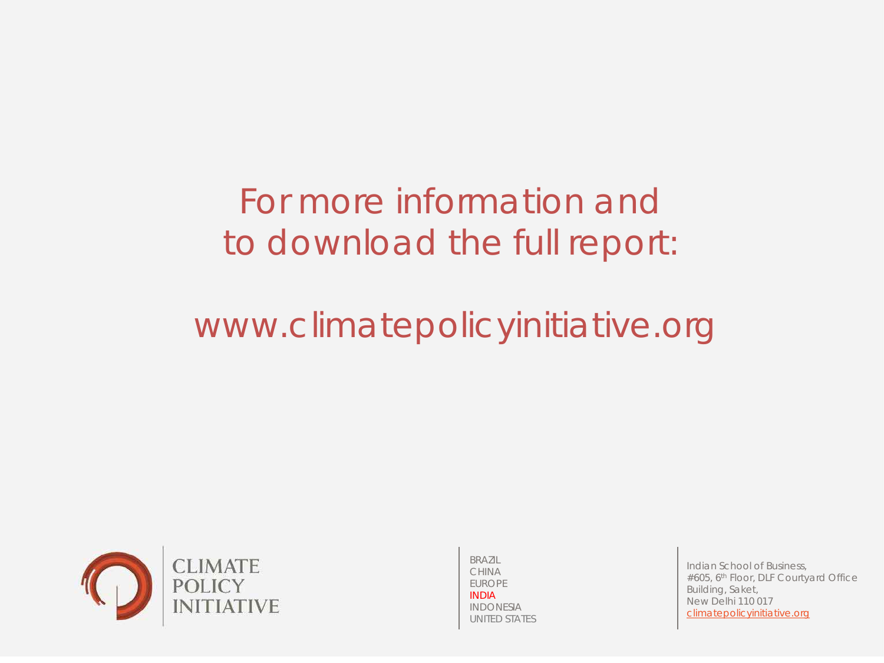For more information and to download the full report:

www.climatepolicyinitiative.org

CLIMATE POLICY INITIATIVE

BRAZIL
CHINA
EUROPE
INDIA
INDONESIA
UNITED STATES

Indian School of Business,
#605, 6th Floor, DLF Courtyard Office Building, Saket,
New Delhi 110 017
climatepolicyinitiative.org